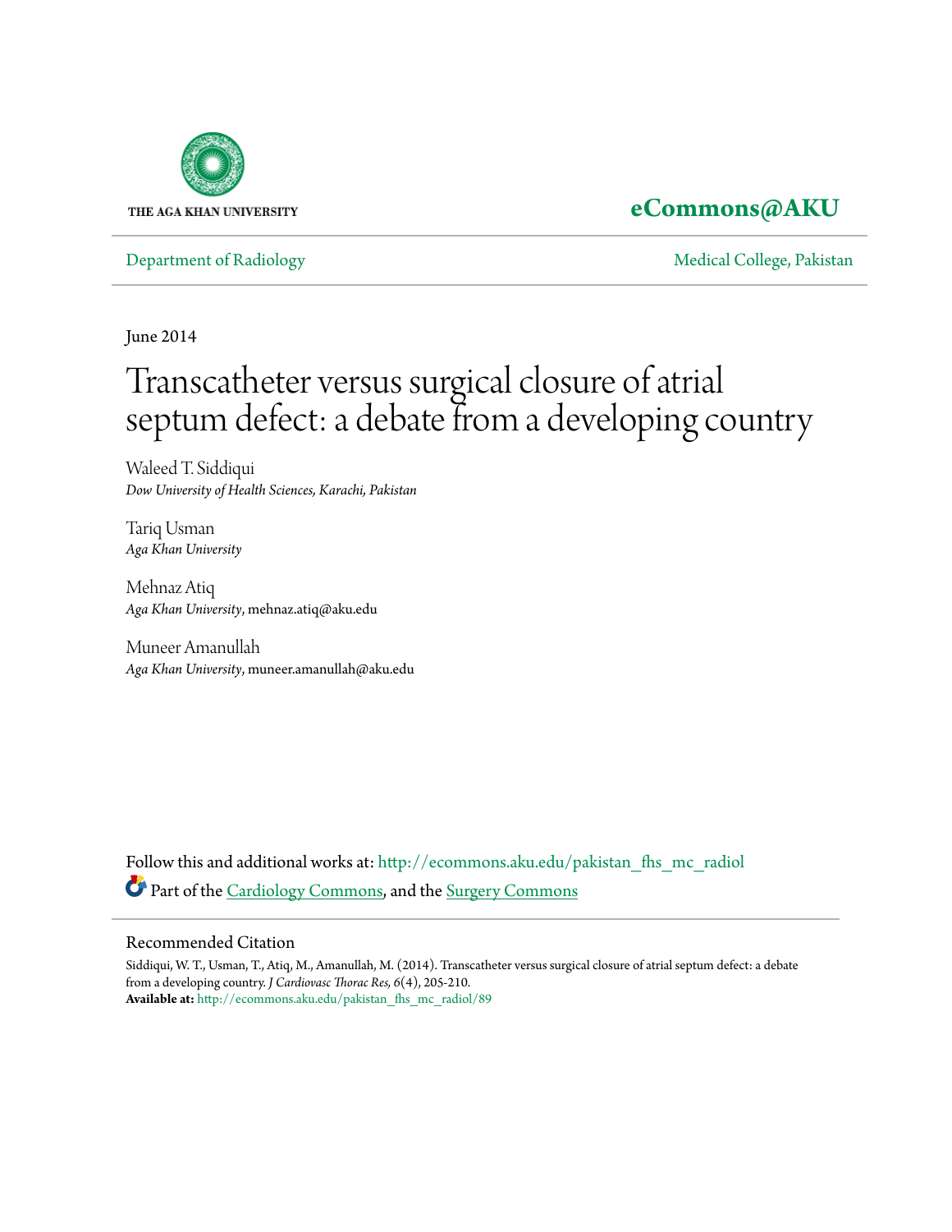THE AGA KHAN UNIVERSITY

**eCommons@AKU**

Department of Radiology | Medical College, Pakistan

June 2014

# Transcatheter versus surgical closure of atrial septum defect: a debate from a developing country

Waleed T. Siddiqui
*Dow University of Health Sciences, Karachi, Pakistan*

Tariq Usman
*Aga Khan University*

Mehnaz Atiq
*Aga Khan University*, mehnaz.atiq@aku.edu

Muneer Amanullah
*Aga Khan University*, muneer.amanullah@aku.edu

Follow this and additional works at: http://ecommons.aku.edu/pakistan_fhs_mc_radiol

Part of the Cardiology Commons, and the Surgery Commons

## Recommended Citation

Siddiqui, W. T., Usman, T., Atiq, M., Amanullah, M. (2014). Transcatheter versus surgical closure of atrial septum defect: a debate from a developing country. *J Cardiovasc Thorac Res, 6*(4), 205-210.

**Available at:** http://ecommons.aku.edu/pakistan_fhs_mc_radiol/89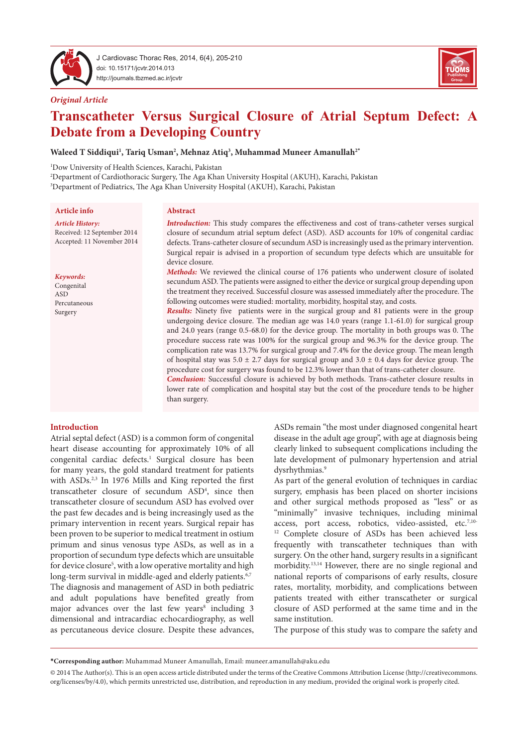*Original Article*

# Transcatheter Versus Surgical Closure of Atrial Septum Defect: A Debate from a Developing Country

**Waleed T Siddiqui[1], Tariq Usman[2], Mehnaz Atiq[3], Muhammad Muneer Amanullah[2*]**

[1]Dow University of Health Sciences, Karachi, Pakistan
[2]Department of Cardiothoracic Surgery, The Aga Khan University Hospital (AKUH), Karachi, Pakistan
[3]Department of Pediatrics, The Aga Khan University Hospital (AKUH), Karachi, Pakistan

## Article info

*Article History:*
Received: 12 September 2014
Accepted: 11 November 2014

*Keywords:*
Congenital
ASD
Percutaneous
Surgery

## Abstract

***Introduction:*** This study compares the effectiveness and cost of trans-catheter verses surgical closure of secundum atrial septum defect (ASD). ASD accounts for 10% of congenital cardiac defects. Trans-catheter closure of secundum ASD is increasingly used as the primary intervention. Surgical repair is advised in a proportion of secundum type defects which are unsuitable for device closure.

***Methods:*** We reviewed the clinical course of 176 patients who underwent closure of isolated secundum ASD. The patients were assigned to either the device or surgical group depending upon the treatment they received. Successful closure was assessed immediately after the procedure. The following outcomes were studied: mortality, morbidity, hospital stay, and costs.

***Results:*** Ninety five patients were in the surgical group and 81 patients were in the group undergoing device closure. The median age was 14.0 years (range 1.1-61.0) for surgical group and 24.0 years (range 0.5-68.0) for the device group. The mortality in both groups was 0. The procedure success rate was 100% for the surgical group and 96.3% for the device group. The complication rate was 13.7% for surgical group and 7.4% for the device group. The mean length of hospital stay was 5.0 ± 2.7 days for surgical group and 3.0 ± 0.4 days for device group. The procedure cost for surgery was found to be 12.3% lower than that of trans-catheter closure.

***Conclusion:*** Successful closure is achieved by both methods. Trans-catheter closure results in lower rate of complication and hospital stay but the cost of the procedure tends to be higher than surgery.

## Introduction

Atrial septal defect (ASD) is a common form of congenital heart disease accounting for approximately 10% of all congenital cardiac defects.[1] Surgical closure has been for many years, the gold standard treatment for patients with ASDs.[2,3] In 1976 Mills and King reported the first transcatheter closure of secundum ASD[4], since then transcatheter closure of secundum ASD has evolved over the past few decades and is being increasingly used as the primary intervention in recent years. Surgical repair has been proven to be superior to medical treatment in ostium primum and sinus venosus type ASDs, as well as in a proportion of secundum type defects which are unsuitable for device closure[5], with a low operative mortality and high long-term survival in middle-aged and elderly patients.[6,7]

The diagnosis and management of ASD in both pediatric and adult populations have benefited greatly from major advances over the last few years[8] including 3 dimensional and intracardiac echocardiography, as well as percutaneous device closure. Despite these advances, ASDs remain "the most under diagnosed congenital heart disease in the adult age group", with age at diagnosis being clearly linked to subsequent complications including the late development of pulmonary hypertension and atrial dysrhythmias.[9]

As part of the general evolution of techniques in cardiac surgery, emphasis has been placed on shorter incisions and other surgical methods proposed as "less" or as "minimally" invasive techniques, including minimal access, port access, robotics, video-assisted, etc.[7,10-12] Complete closure of ASDs has been achieved less frequently with transcatheter techniques than with surgery. On the other hand, surgery results in a significant morbidity.[13,14] However, there are no single regional and national reports of comparisons of early results, closure rates, mortality, morbidity, and complications between patients treated with either transcatheter or surgical closure of ASD performed at the same time and in the same institution.

The purpose of this study was to compare the safety and

**\*Corresponding author:** Muhammad Muneer Amanullah, Email: muneer.amanullah@aku.edu

© 2014 The Author(s). This is an open access article distributed under the terms of the Creative Commons Attribution License (http://creativecommons.org/licenses/by/4.0), which permits unrestricted use, distribution, and reproduction in any medium, provided the original work is properly cited.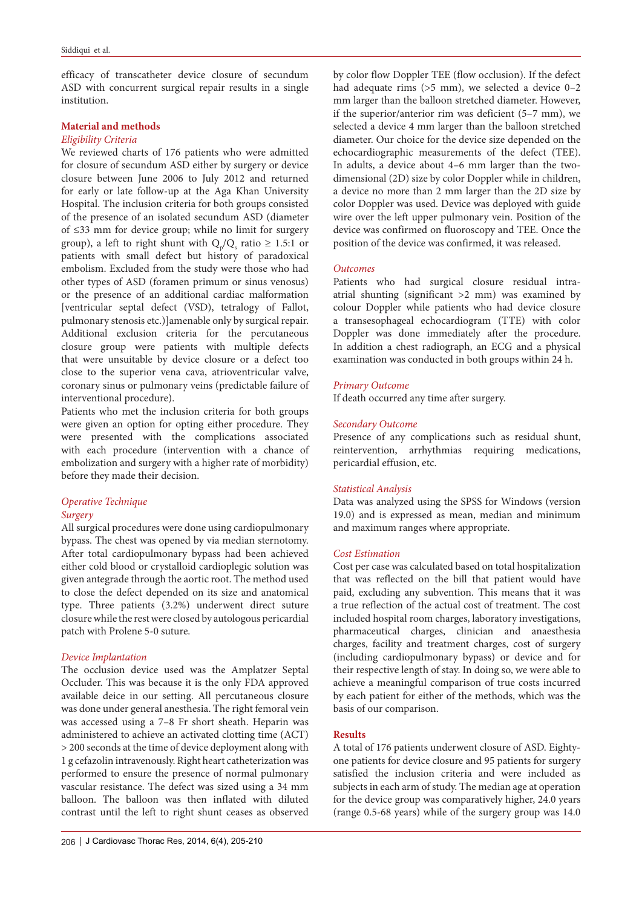efficacy of transcatheter device closure of secundum ASD with concurrent surgical repair results in a single institution.

## Material and methods

### *Eligibility Criteria*

We reviewed charts of 176 patients who were admitted for closure of secundum ASD either by surgery or device closure between June 2006 to July 2012 and returned for early or late follow-up at the Aga Khan University Hospital. The inclusion criteria for both groups consisted of the presence of an isolated secundum ASD (diameter of ≤33 mm for device group; while no limit for surgery group), a left to right shunt with $Q_p/Q_s$ ratio ≥ 1.5:1 or patients with small defect but history of paradoxical embolism. Excluded from the study were those who had other types of ASD (foramen primum or sinus venosus) or the presence of an additional cardiac malformation [ventricular septal defect (VSD), tetralogy of Fallot, pulmonary stenosis etc.)]amenable only by surgical repair. Additional exclusion criteria for the percutaneous closure group were patients with multiple defects that were unsuitable by device closure or a defect too close to the superior vena cava, atrioventricular valve, coronary sinus or pulmonary veins (predictable failure of interventional procedure).

Patients who met the inclusion criteria for both groups were given an option for opting either procedure. They were presented with the complications associated with each procedure (intervention with a chance of embolization and surgery with a higher rate of morbidity) before they made their decision.

### *Operative Technique*

#### *Surgery*

All surgical procedures were done using cardiopulmonary bypass. The chest was opened by via median sternotomy. After total cardiopulmonary bypass had been achieved either cold blood or crystalloid cardioplegic solution was given antegrade through the aortic root. The method used to close the defect depended on its size and anatomical type. Three patients (3.2%) underwent direct suture closure while the rest were closed by autologous pericardial patch with Prolene 5-0 suture.

#### *Device Implantation*

The occlusion device used was the Amplatzer Septal Occluder. This was because it is the only FDA approved available deice in our setting. All percutaneous closure was done under general anesthesia. The right femoral vein was accessed using a 7–8 Fr short sheath. Heparin was administered to achieve an activated clotting time (ACT) > 200 seconds at the time of device deployment along with 1 g cefazolin intravenously. Right heart catheterization was performed to ensure the presence of normal pulmonary vascular resistance. The defect was sized using a 34 mm balloon. The balloon was then inflated with diluted contrast until the left to right shunt ceases as observed by color flow Doppler TEE (flow occlusion). If the defect had adequate rims (>5 mm), we selected a device 0–2 mm larger than the balloon stretched diameter. However, if the superior/anterior rim was deficient (5–7 mm), we selected a device 4 mm larger than the balloon stretched diameter. Our choice for the device size depended on the echocardiographic measurements of the defect (TEE). In adults, a device about 4–6 mm larger than the two-dimensional (2D) size by color Doppler while in children, a device no more than 2 mm larger than the 2D size by color Doppler was used. Device was deployed with guide wire over the left upper pulmonary vein. Position of the device was confirmed on fluoroscopy and TEE. Once the position of the device was confirmed, it was released.

### *Outcomes*

Patients who had surgical closure residual intra-atrial shunting (significant >2 mm) was examined by colour Doppler while patients who had device closure a transesophageal echocardiogram (TTE) with color Doppler was done immediately after the procedure. In addition a chest radiograph, an ECG and a physical examination was conducted in both groups within 24 h.

### *Primary Outcome*

If death occurred any time after surgery.

### *Secondary Outcome*

Presence of any complications such as residual shunt, reintervention, arrhythmias requiring medications, pericardial effusion, etc.

### *Statistical Analysis*

Data was analyzed using the SPSS for Windows (version 19.0) and is expressed as mean, median and minimum and maximum ranges where appropriate.

### *Cost Estimation*

Cost per case was calculated based on total hospitalization that was reflected on the bill that patient would have paid, excluding any subvention. This means that it was a true reflection of the actual cost of treatment. The cost included hospital room charges, laboratory investigations, pharmaceutical charges, clinician and anaesthesia charges, facility and treatment charges, cost of surgery (including cardiopulmonary bypass) or device and for their respective length of stay. In doing so, we were able to achieve a meaningful comparison of true costs incurred by each patient for either of the methods, which was the basis of our comparison.

## Results

A total of 176 patients underwent closure of ASD. Eighty-one patients for device closure and 95 patients for surgery satisfied the inclusion criteria and were included as subjects in each arm of study. The median age at operation for the device group was comparatively higher, 24.0 years (range 0.5-68 years) while of the surgery group was 14.0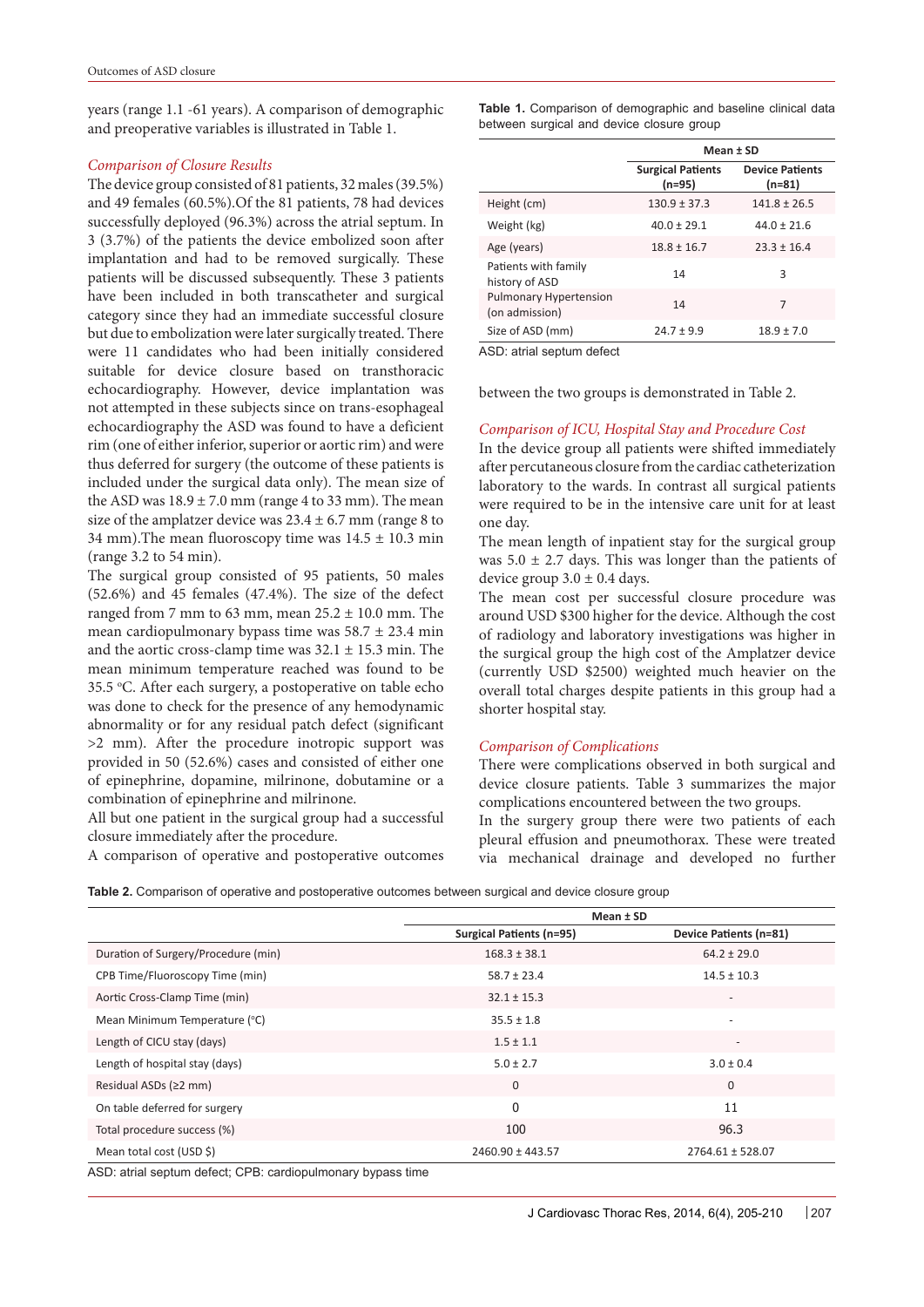years (range 1.1 -61 years). A comparison of demographic and preoperative variables is illustrated in Table 1.

### Comparison of Closure Results

The device group consisted of 81 patients, 32 males (39.5%) and 49 females (60.5%).Of the 81 patients, 78 had devices successfully deployed (96.3%) across the atrial septum. In 3 (3.7%) of the patients the device embolized soon after implantation and had to be removed surgically. These patients will be discussed subsequently. These 3 patients have been included in both transcatheter and surgical category since they had an immediate successful closure but due to embolization were later surgically treated. There were 11 candidates who had been initially considered suitable for device closure based on transthoracic echocardiography. However, device implantation was not attempted in these subjects since on trans-esophageal echocardiography the ASD was found to have a deficient rim (one of either inferior, superior or aortic rim) and were thus deferred for surgery (the outcome of these patients is included under the surgical data only). The mean size of the ASD was 18.9 ± 7.0 mm (range 4 to 33 mm). The mean size of the amplatzer device was 23.4 ± 6.7 mm (range 8 to 34 mm).The mean fluoroscopy time was 14.5 ± 10.3 min (range 3.2 to 54 min).

The surgical group consisted of 95 patients, 50 males (52.6%) and 45 females (47.4%). The size of the defect ranged from 7 mm to 63 mm, mean 25.2 ± 10.0 mm. The mean cardiopulmonary bypass time was 58.7 ± 23.4 min and the aortic cross-clamp time was 32.1 ± 15.3 min. The mean minimum temperature reached was found to be 35.5 °C. After each surgery, a postoperative on table echo was done to check for the presence of any hemodynamic abnormality or for any residual patch defect (significant >2 mm). After the procedure inotropic support was provided in 50 (52.6%) cases and consisted of either one of epinephrine, dopamine, milrinone, dobutamine or a combination of epinephrine and milrinone.

All but one patient in the surgical group had a successful closure immediately after the procedure.

A comparison of operative and postoperative outcomes between the two groups is demonstrated in Table 2.

**Table 1.** Comparison of demographic and baseline clinical data between surgical and device closure group

| | Mean ± SD | |
|---|---|---|
| | Surgical Patients (n=95) | Device Patients (n=81) |
| Height (cm) | 130.9 ± 37.3 | 141.8 ± 26.5 |
| Weight (kg) | 40.0 ± 29.1 | 44.0 ± 21.6 |
| Age (years) | 18.8 ± 16.7 | 23.3 ± 16.4 |
| Patients with family history of ASD | 14 | 3 |
| Pulmonary Hypertension (on admission) | 14 | 7 |
| Size of ASD (mm) | 24.7 ± 9.9 | 18.9 ± 7.0 |

ASD: atrial septum defect

### Comparison of ICU, Hospital Stay and Procedure Cost

In the device group all patients were shifted immediately after percutaneous closure from the cardiac catheterization laboratory to the wards. In contrast all surgical patients were required to be in the intensive care unit for at least one day.

The mean length of inpatient stay for the surgical group was 5.0 ± 2.7 days. This was longer than the patients of device group 3.0 ± 0.4 days.

The mean cost per successful closure procedure was around USD $300 higher for the device. Although the cost of radiology and laboratory investigations was higher in the surgical group the high cost of the Amplatzer device (currently USD $2500) weighted much heavier on the overall total charges despite patients in this group had a shorter hospital stay.

### Comparison of Complications

There were complications observed in both surgical and device closure patients. Table 3 summarizes the major complications encountered between the two groups.

In the surgery group there were two patients of each pleural effusion and pneumothorax. These were treated via mechanical drainage and developed no further

**Table 2.** Comparison of operative and postoperative outcomes between surgical and device closure group

| | Mean ± SD | |
|---|---|---|
| | Surgical Patients (n=95) | Device Patients (n=81) |
| Duration of Surgery/Procedure (min) | 168.3 ± 38.1 | 64.2 ± 29.0 |
| CPB Time/Fluoroscopy Time (min) | 58.7 ± 23.4 | 14.5 ± 10.3 |
| Aortic Cross-Clamp Time (min) | 32.1 ± 15.3 | - |
| Mean Minimum Temperature (°C) | 35.5 ± 1.8 | - |
| Length of CICU stay (days) | 1.5 ± 1.1 | - |
| Length of hospital stay (days) | 5.0 ± 2.7 | 3.0 ± 0.4 |
| Residual ASDs (≥2 mm) | 0 | 0 |
| On table deferred for surgery | 0 | 11 |
| Total procedure success (%) | 100 | 96.3 |
| Mean total cost (USD $) | 2460.90 ± 443.57 | 2764.61 ± 528.07 |

ASD: atrial septum defect; CPB: cardiopulmonary bypass time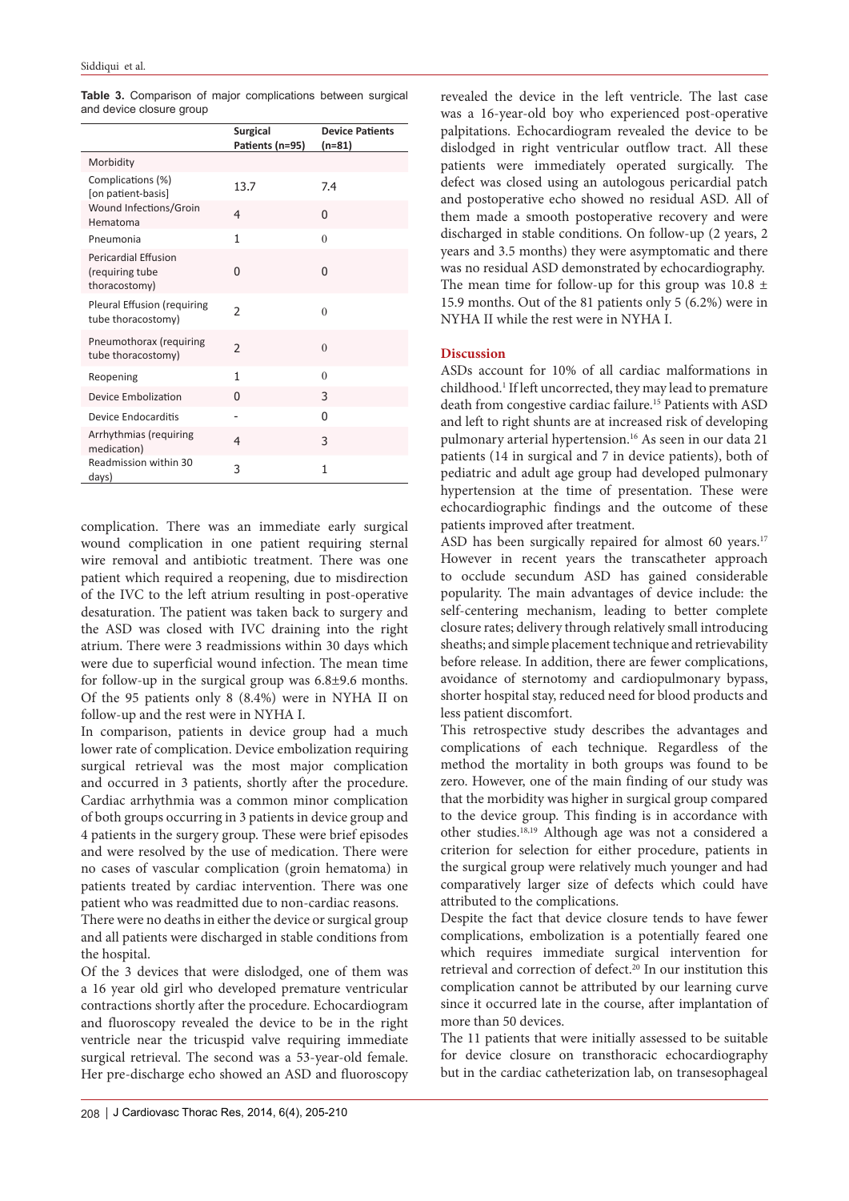**Table 3.** Comparison of major complications between surgical and device closure group

| | Surgical Patients (n=95) | Device Patients (n=81) |
|---|---|---|
| Morbidity | | |
| Complications (%) [on patient-basis] | 13.7 | 7.4 |
| Wound Infections/Groin Hematoma | 4 | 0 |
| Pneumonia | 1 | 0 |
| Pericardial Effusion (requiring tube thoracostomy) | 0 | 0 |
| Pleural Effusion (requiring tube thoracostomy) | 2 | 0 |
| Pneumothorax (requiring tube thoracostomy) | 2 | 0 |
| Reopening | 1 | 0 |
| Device Embolization | 0 | 3 |
| Device Endocarditis | - | 0 |
| Arrhythmias (requiring medication) | 4 | 3 |
| Readmission within 30 days) | 3 | 1 |

complication. There was an immediate early surgical wound complication in one patient requiring sternal wire removal and antibiotic treatment. There was one patient which required a reopening, due to misdirection of the IVC to the left atrium resulting in post-operative desaturation. The patient was taken back to surgery and the ASD was closed with IVC draining into the right atrium. There were 3 readmissions within 30 days which were due to superficial wound infection. The mean time for follow-up in the surgical group was 6.8±9.6 months. Of the 95 patients only 8 (8.4%) were in NYHA II on follow-up and the rest were in NYHA I.

In comparison, patients in device group had a much lower rate of complication. Device embolization requiring surgical retrieval was the most major complication and occurred in 3 patients, shortly after the procedure. Cardiac arrhythmia was a common minor complication of both groups occurring in 3 patients in device group and 4 patients in the surgery group. These were brief episodes and were resolved by the use of medication. There were no cases of vascular complication (groin hematoma) in patients treated by cardiac intervention. There was one patient who was readmitted due to non-cardiac reasons.

There were no deaths in either the device or surgical group and all patients were discharged in stable conditions from the hospital.

Of the 3 devices that were dislodged, one of them was a 16 year old girl who developed premature ventricular contractions shortly after the procedure. Echocardiogram and fluoroscopy revealed the device to be in the right ventricle near the tricuspid valve requiring immediate surgical retrieval. The second was a 53-year-old female. Her pre-discharge echo showed an ASD and fluoroscopy revealed the device in the left ventricle. The last case was a 16-year-old boy who experienced post-operative palpitations. Echocardiogram revealed the device to be dislodged in right ventricular outflow tract. All these patients were immediately operated surgically. The defect was closed using an autologous pericardial patch and postoperative echo showed no residual ASD. All of them made a smooth postoperative recovery and were discharged in stable conditions. On follow-up (2 years, 2 years and 3.5 months) they were asymptomatic and there was no residual ASD demonstrated by echocardiography. The mean time for follow-up for this group was 10.8 ± 15.9 months. Out of the 81 patients only 5 (6.2%) were in NYHA II while the rest were in NYHA I.

## Discussion

ASDs account for 10% of all cardiac malformations in childhood.[1] If left uncorrected, they may lead to premature death from congestive cardiac failure.[15] Patients with ASD and left to right shunts are at increased risk of developing pulmonary arterial hypertension.[16] As seen in our data 21 patients (14 in surgical and 7 in device patients), both of pediatric and adult age group had developed pulmonary hypertension at the time of presentation. These were echocardiographic findings and the outcome of these patients improved after treatment.

ASD has been surgically repaired for almost 60 years.[17] However in recent years the transcatheter approach to occlude secundum ASD has gained considerable popularity. The main advantages of device include: the self-centering mechanism, leading to better complete closure rates; delivery through relatively small introducing sheaths; and simple placement technique and retrievability before release. In addition, there are fewer complications, avoidance of sternotomy and cardiopulmonary bypass, shorter hospital stay, reduced need for blood products and less patient discomfort.

This retrospective study describes the advantages and complications of each technique. Regardless of the method the mortality in both groups was found to be zero. However, one of the main finding of our study was that the morbidity was higher in surgical group compared to the device group. This finding is in accordance with other studies.[18,19] Although age was not a considered a criterion for selection for either procedure, patients in the surgical group were relatively much younger and had comparatively larger size of defects which could have attributed to the complications.

Despite the fact that device closure tends to have fewer complications, embolization is a potentially feared one which requires immediate surgical intervention for retrieval and correction of defect.[20] In our institution this complication cannot be attributed by our learning curve since it occurred late in the course, after implantation of more than 50 devices.

The 11 patients that were initially assessed to be suitable for device closure on transthoracic echocardiography but in the cardiac catheterization lab, on transesophageal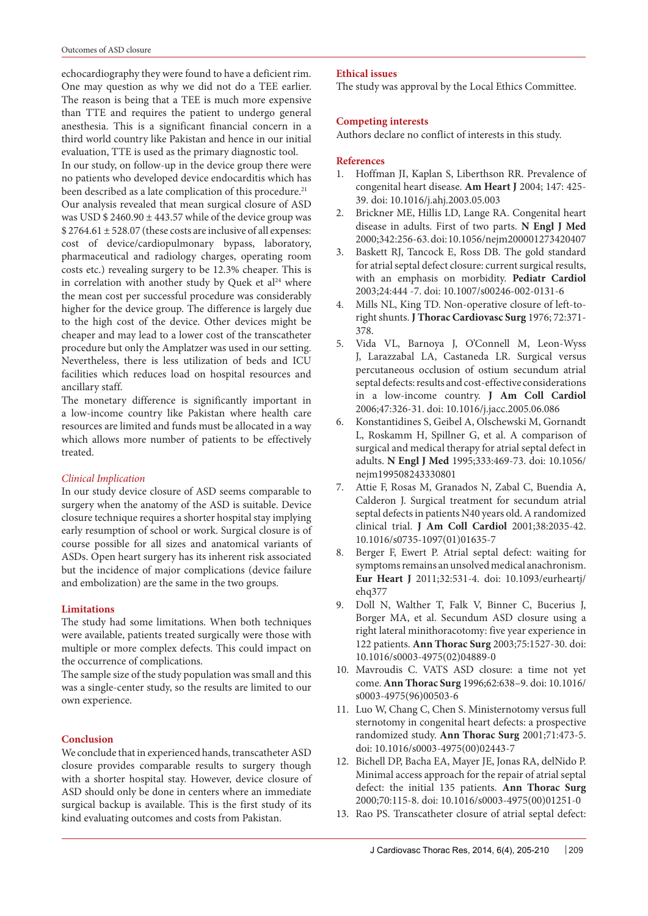echocardiography they were found to have a deficient rim. One may question as why we did not do a TEE earlier. The reason is being that a TEE is much more expensive than TTE and requires the patient to undergo general anesthesia. This is a significant financial concern in a third world country like Pakistan and hence in our initial evaluation, TTE is used as the primary diagnostic tool.

In our study, on follow-up in the device group there were no patients who developed device endocarditis which has been described as a late complication of this procedure.[21]

Our analysis revealed that mean surgical closure of ASD was USD $ 2460.90 ± 443.57 while of the device group was $ 2764.61 ± 528.07 (these costs are inclusive of all expenses: cost of device/cardiopulmonary bypass, laboratory, pharmaceutical and radiology charges, operating room costs etc.) revealing surgery to be 12.3% cheaper. This is in correlation with another study by Quek et al[24] where the mean cost per successful procedure was considerably higher for the device group. The difference is largely due to the high cost of the device. Other devices might be cheaper and may lead to a lower cost of the transcatheter procedure but only the Amplatzer was used in our setting. Nevertheless, there is less utilization of beds and ICU facilities which reduces load on hospital resources and ancillary staff.

The monetary difference is significantly important in a low-income country like Pakistan where health care resources are limited and funds must be allocated in a way which allows more number of patients to be effectively treated.

### *Clinical Implication*

In our study device closure of ASD seems comparable to surgery when the anatomy of the ASD is suitable. Device closure technique requires a shorter hospital stay implying early resumption of school or work. Surgical closure is of course possible for all sizes and anatomical variants of ASDs. Open heart surgery has its inherent risk associated but the incidence of major complications (device failure and embolization) are the same in the two groups.

## Limitations

The study had some limitations. When both techniques were available, patients treated surgically were those with multiple or more complex defects. This could impact on the occurrence of complications.

The sample size of the study population was small and this was a single-center study, so the results are limited to our own experience.

## Conclusion

We conclude that in experienced hands, transcatheter ASD closure provides comparable results to surgery though with a shorter hospital stay. However, device closure of ASD should only be done in centers where an immediate surgical backup is available. This is the first study of its kind evaluating outcomes and costs from Pakistan.

## Ethical issues

The study was approval by the Local Ethics Committee.

## Competing interests

Authors declare no conflict of interests in this study.

## References

1. Hoffman JI, Kaplan S, Liberthson RR. Prevalence of congenital heart disease. **Am Heart J** 2004; 147: 425-39. doi: 10.1016/j.ahj.2003.05.003
2. Brickner ME, Hillis LD, Lange RA. Congenital heart disease in adults. First of two parts. **N Engl J Med** 2000;342:256-63. doi: 10.1056/nejm200001273420407
3. Baskett RJ, Tancock E, Ross DB. The gold standard for atrial septal defect closure: current surgical results, with an emphasis on morbidity. **Pediatr Cardiol** 2003;24:444 -7. doi: 10.1007/s00246-002-0131-6
4. Mills NL, King TD. Non-operative closure of left-to-right shunts. **J Thorac Cardiovasc Surg** 1976; 72:371-378.
5. Vida VL, Barnoya J, O'Connell M, Leon-Wyss J, Larazzabal LA, Castaneda LR. Surgical versus percutaneous occlusion of ostium secundum atrial septal defects: results and cost-effective considerations in a low-income country. **J Am Coll Cardiol** 2006;47:326-31. doi: 10.1016/j.jacc.2005.06.086
6. Konstantidines S, Geibel A, Olschewski M, Gornandt L, Roskamm H, Spillner G, et al. A comparison of surgical and medical therapy for atrial septal defect in adults. **N Engl J Med** 1995;333:469-73. doi: 10.1056/nejm199508243330801
7. Attie F, Rosas M, Granados N, Zabal C, Buendia A, Calderon J. Surgical treatment for secundum atrial septal defects in patients N40 years old. A randomized clinical trial. **J Am Coll Cardiol** 2001;38:2035-42. 10.1016/s0735-1097(01)01635-7
8. Berger F, Ewert P. Atrial septal defect: waiting for symptoms remains an unsolved medical anachronism. **Eur Heart J** 2011;32:531-4. doi: 10.1093/eurheartj/ehq377
9. Doll N, Walther T, Falk V, Binner C, Bucerius J, Borger MA, et al. Secundum ASD closure using a right lateral minithoracotomy: five year experience in 122 patients. **Ann Thorac Surg** 2003;75:1527-30. doi: 10.1016/s0003-4975(02)04889-0
10. Mavroudis C. VATS ASD closure: a time not yet come. **Ann Thorac Surg** 1996;62:638–9. doi: 10.1016/s0003-4975(96)00503-6
11. Luo W, Chang C, Chen S. Ministernotomy versus full sternotomy in congenital heart defects: a prospective randomized study. **Ann Thorac Surg** 2001;71:473-5. doi: 10.1016/s0003-4975(00)02443-7
12. Bichell DP, Bacha EA, Mayer JE, Jonas RA, delNido P. Minimal access approach for the repair of atrial septal defect: the initial 135 patients. **Ann Thorac Surg** 2000;70:115-8. doi: 10.1016/s0003-4975(00)01251-0
13. Rao PS. Transcatheter closure of atrial septal defect: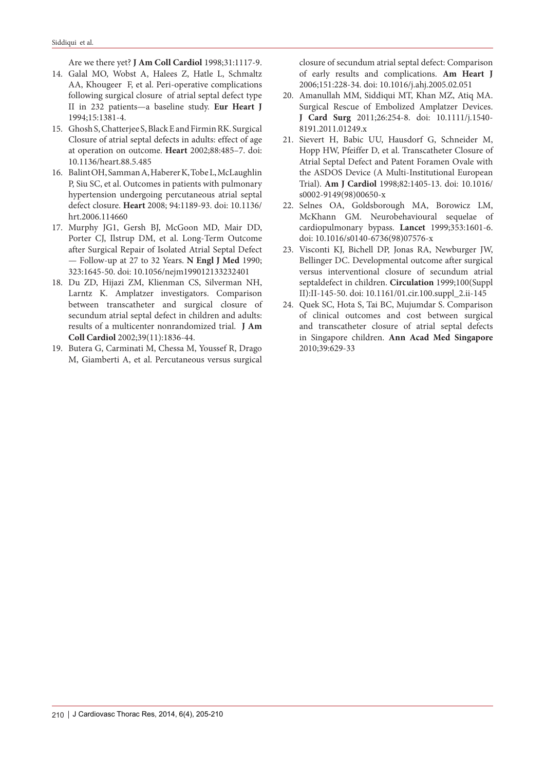Are we there yet? **J Am Coll Cardiol** 1998;31:1117-9.

14. Galal MO, Wobst A, Halees Z, Hatle L, Schmaltz AA, Khougeer F, et al. Peri-operative complications following surgical closure of atrial septal defect type II in 232 patients—a baseline study. **Eur Heart J** 1994;15:1381-4.
15. Ghosh S, Chatterjee S, Black E and Firmin RK. Surgical Closure of atrial septal defects in adults: effect of age at operation on outcome. **Heart** 2002;88:485–7. doi: 10.1136/heart.88.5.485
16. Balint OH, Samman A, Haberer K, Tobe L, McLaughlin P, Siu SC, et al. Outcomes in patients with pulmonary hypertension undergoing percutaneous atrial septal defect closure. **Heart** 2008; 94:1189-93. doi: 10.1136/hrt.2006.114660
17. Murphy JG1, Gersh BJ, McGoon MD, Mair DD, Porter CJ, Ilstrup DM, et al. Long-Term Outcome after Surgical Repair of Isolated Atrial Septal Defect — Follow-up at 27 to 32 Years. **N Engl J Med** 1990; 323:1645-50. doi: 10.1056/nejm199012133232401
18. Du ZD, Hijazi ZM, Klienman CS, Silverman NH, Larntz K. Amplatzer investigators. Comparison between transcatheter and surgical closure of secundum atrial septal defect in children and adults: results of a multicenter nonrandomized trial. **J Am Coll Cardiol** 2002;39(11):1836-44.
19. Butera G, Carminati M, Chessa M, Youssef R, Drago M, Giamberti A, et al. Percutaneous versus surgical closure of secundum atrial septal defect: Comparison of early results and complications. **Am Heart J** 2006;151:228-34. doi: 10.1016/j.ahj.2005.02.051
20. Amanullah MM, Siddiqui MT, Khan MZ, Atiq MA. Surgical Rescue of Embolized Amplatzer Devices. **J Card Surg** 2011;26:254-8. doi: 10.1111/j.1540-8191.2011.01249.x
21. Sievert H, Babic UU, Hausdorf G, Schneider M, Hopp HW, Pfeiffer D, et al. Transcatheter Closure of Atrial Septal Defect and Patent Foramen Ovale with the ASDOS Device (A Multi-Institutional European Trial). **Am J Cardiol** 1998;82:1405-13. doi: 10.1016/s0002-9149(98)00650-x
22. Selnes OA, Goldsborough MA, Borowicz LM, McKhann GM. Neurobehavioural sequelae of cardiopulmonary bypass. **Lancet** 1999;353:1601-6. doi: 10.1016/s0140-6736(98)07576-x
23. Visconti KJ, Bichell DP, Jonas RA, Newburger JW, Bellinger DC. Developmental outcome after surgical versus interventional closure of secundum atrial septaldefect in children. **Circulation** 1999;100(Suppl II):II-145-50. doi: 10.1161/01.cir.100.suppl_2.ii-145
24. Quek SC, Hota S, Tai BC, Mujumdar S. Comparison of clinical outcomes and cost between surgical and transcatheter closure of atrial septal defects in Singapore children. **Ann Acad Med Singapore** 2010;39:629-33